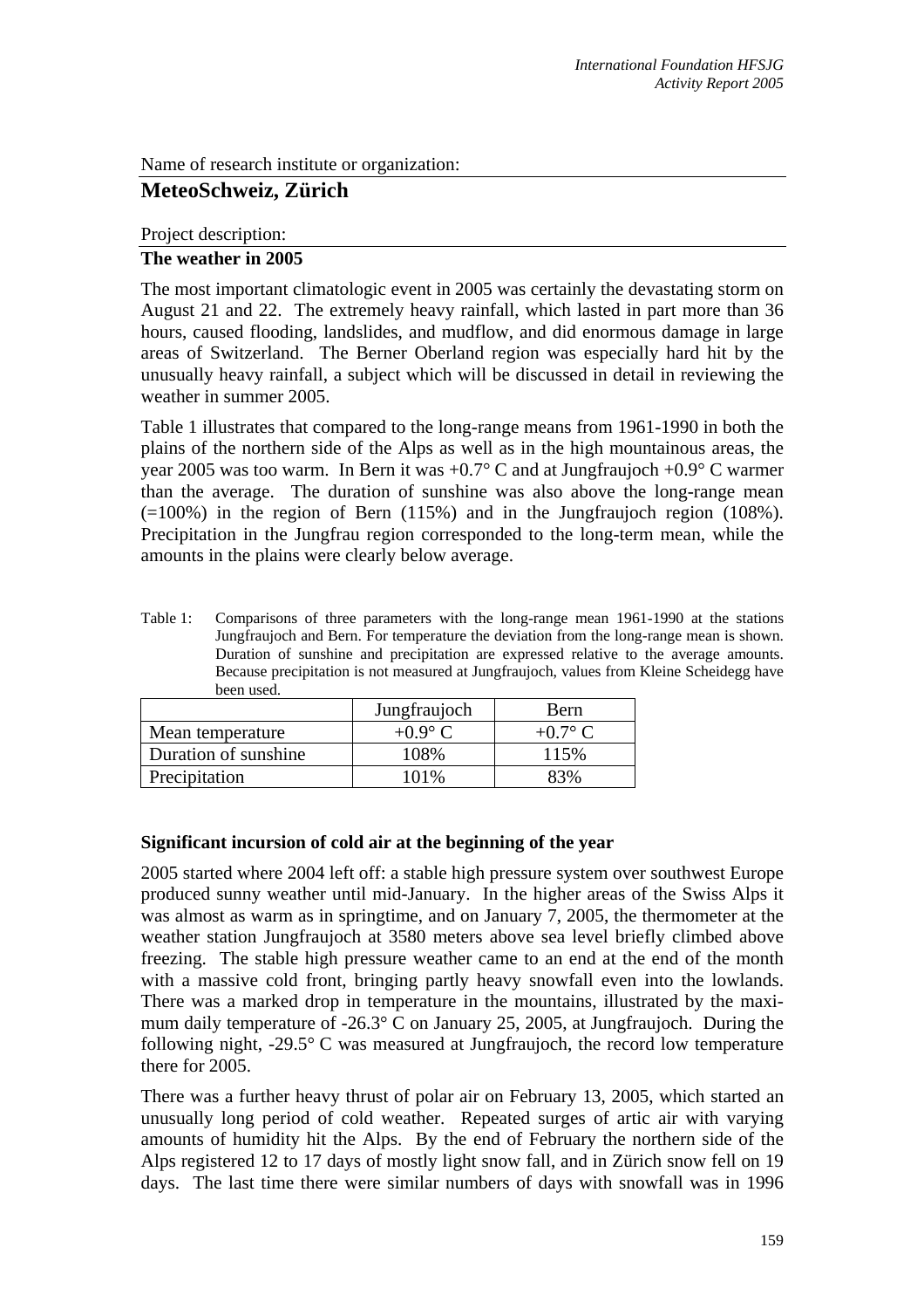Name of research institute or organization:

## MeteoSchweiz, Zürich

Project description:

### The weather in 2005

The most important climatologic event in 2005 was certainly the devastating storm on August 21 and 22. The extremely heavy rainfall, which lasted in part more than 36 hours, caused flooding, landslides, and mudflow, and did enormous damage in large areas of Switzerland. The Berner Oberland region was especially hard hit by the unusually heavy rainfall, a subject which will be discussed in detail in reviewing the weather in summer 2005.

Table 1 illustrates that compared to the long-range means from 1961-1990 in both the plains of the northern side of the Alps as well as in the high mountainous areas, the year 2005 was too warm. In Bern it was +0.7° C and at Jungfraujoch +0.9° C warmer than the average. The duration of sunshine was also above the long-range mean (=100%) in the region of Bern (115%) and in the Jungfraujoch region (108%). Precipitation in the Jungfrau region corresponded to the long-term mean, while the amounts in the plains were clearly below average.

Table 1: Comparisons of three parameters with the long-range mean 1961-1990 at the stations Jungfraujoch and Bern. For temperature the deviation from the long-range mean is shown. Duration of sunshine and precipitation are expressed relative to the average amounts. Because precipitation is not measured at Jungfraujoch, values from Kleine Scheidegg have been used.

| | Jungfraujoch | Bern |
|---|---|---|
| Mean temperature | +0.9° C | +0.7° C |
| Duration of sunshine | 108% | 115% |
| Precipitation | 101% | 83% |

**Significant incursion of cold air at the beginning of the year**

2005 started where 2004 left off: a stable high pressure system over southwest Europe produced sunny weather until mid-January. In the higher areas of the Swiss Alps it was almost as warm as in springtime, and on January 7, 2005, the thermometer at the weather station Jungfraujoch at 3580 meters above sea level briefly climbed above freezing. The stable high pressure weather came to an end at the end of the month with a massive cold front, bringing partly heavy snowfall even into the lowlands. There was a marked drop in temperature in the mountains, illustrated by the maximum daily temperature of -26.3° C on January 25, 2005, at Jungfraujoch. During the following night, -29.5° C was measured at Jungfraujoch, the record low temperature there for 2005.

There was a further heavy thrust of polar air on February 13, 2005, which started an unusually long period of cold weather. Repeated surges of artic air with varying amounts of humidity hit the Alps. By the end of February the northern side of the Alps registered 12 to 17 days of mostly light snow fall, and in Zürich snow fell on 19 days. The last time there were similar numbers of days with snowfall was in 1996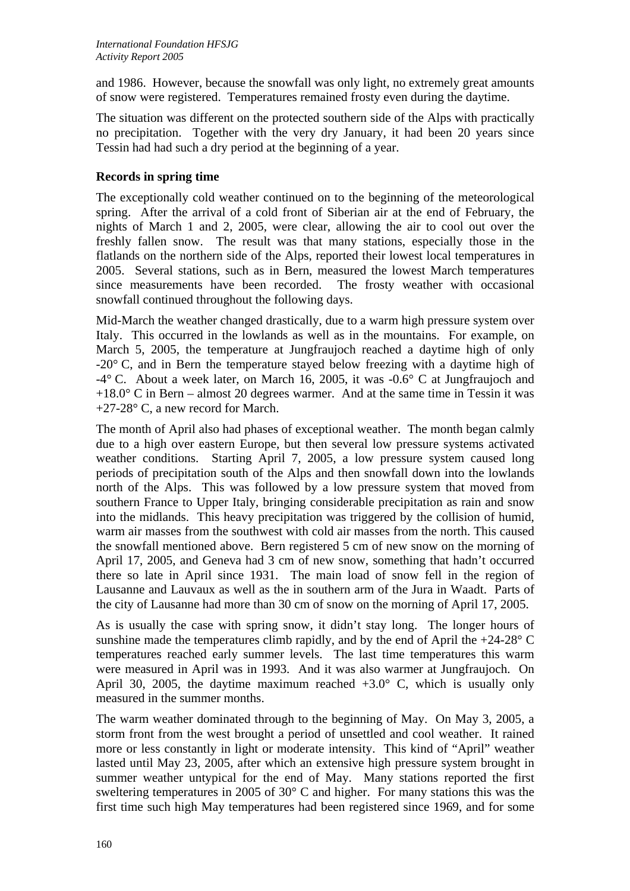and 1986. However, because the snowfall was only light, no extremely great amounts of snow were registered. Temperatures remained frosty even during the daytime.

The situation was different on the protected southern side of the Alps with practically no precipitation. Together with the very dry January, it had been 20 years since Tessin had had such a dry period at the beginning of a year.

**Records in spring time**

The exceptionally cold weather continued on to the beginning of the meteorological spring. After the arrival of a cold front of Siberian air at the end of February, the nights of March 1 and 2, 2005, were clear, allowing the air to cool out over the freshly fallen snow. The result was that many stations, especially those in the flatlands on the northern side of the Alps, reported their lowest local temperatures in 2005. Several stations, such as in Bern, measured the lowest March temperatures since measurements have been recorded. The frosty weather with occasional snowfall continued throughout the following days.

Mid-March the weather changed drastically, due to a warm high pressure system over Italy. This occurred in the lowlands as well as in the mountains. For example, on March 5, 2005, the temperature at Jungfraujoch reached a daytime high of only -20° C, and in Bern the temperature stayed below freezing with a daytime high of -4° C. About a week later, on March 16, 2005, it was -0.6° C at Jungfraujoch and +18.0° C in Bern – almost 20 degrees warmer. And at the same time in Tessin it was +27-28° C, a new record for March.

The month of April also had phases of exceptional weather. The month began calmly due to a high over eastern Europe, but then several low pressure systems activated weather conditions. Starting April 7, 2005, a low pressure system caused long periods of precipitation south of the Alps and then snowfall down into the lowlands north of the Alps. This was followed by a low pressure system that moved from southern France to Upper Italy, bringing considerable precipitation as rain and snow into the midlands. This heavy precipitation was triggered by the collision of humid, warm air masses from the southwest with cold air masses from the north. This caused the snowfall mentioned above. Bern registered 5 cm of new snow on the morning of April 17, 2005, and Geneva had 3 cm of new snow, something that hadn't occurred there so late in April since 1931. The main load of snow fell in the region of Lausanne and Lauvaux as well as the in southern arm of the Jura in Waadt. Parts of the city of Lausanne had more than 30 cm of snow on the morning of April 17, 2005.

As is usually the case with spring snow, it didn't stay long. The longer hours of sunshine made the temperatures climb rapidly, and by the end of April the +24-28° C temperatures reached early summer levels. The last time temperatures this warm were measured in April was in 1993. And it was also warmer at Jungfraujoch. On April 30, 2005, the daytime maximum reached +3.0° C, which is usually only measured in the summer months.

The warm weather dominated through to the beginning of May. On May 3, 2005, a storm front from the west brought a period of unsettled and cool weather. It rained more or less constantly in light or moderate intensity. This kind of "April" weather lasted until May 23, 2005, after which an extensive high pressure system brought in summer weather untypical for the end of May. Many stations reported the first sweltering temperatures in 2005 of 30° C and higher. For many stations this was the first time such high May temperatures had been registered since 1969, and for some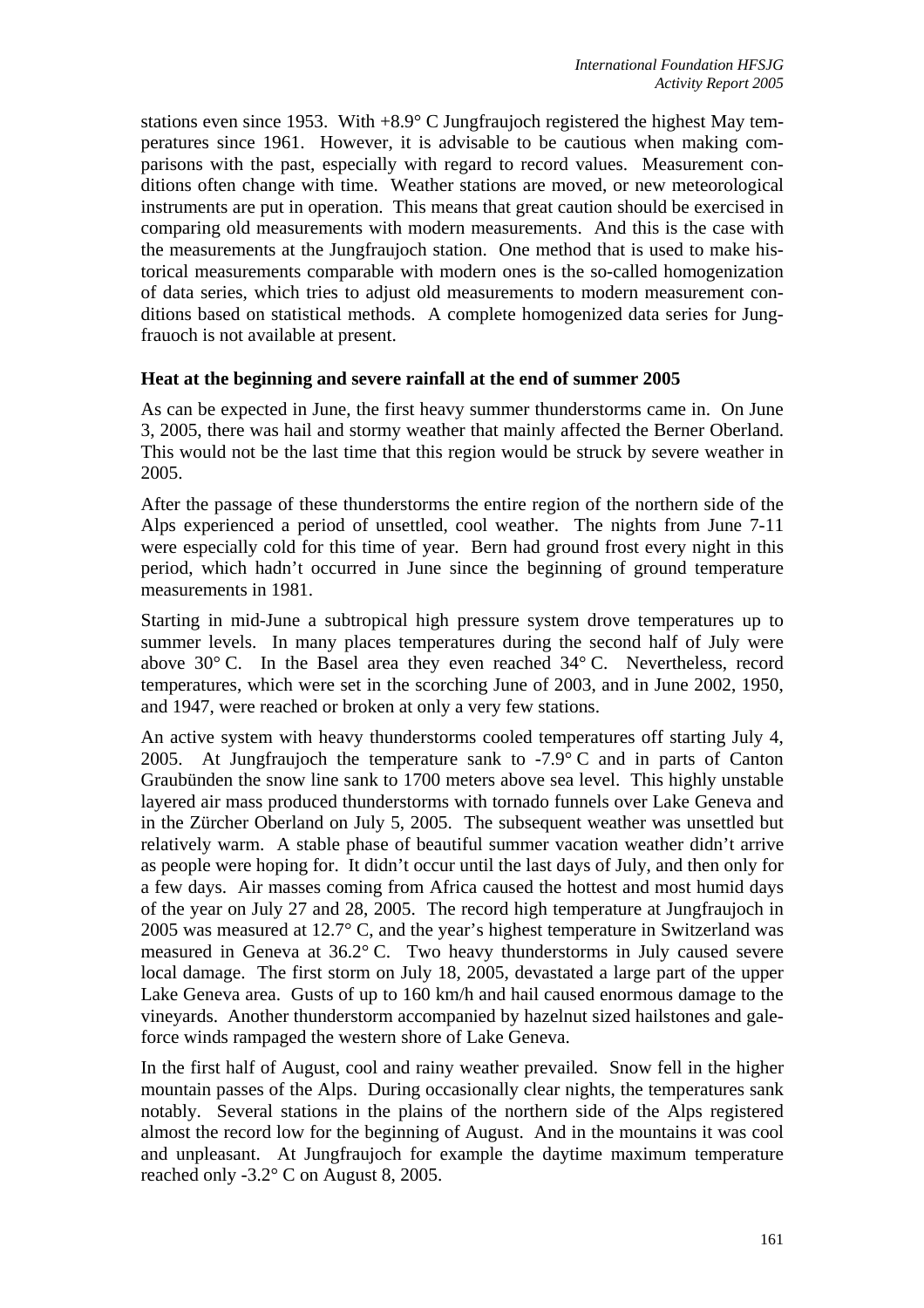stations even since 1953. With +8.9° C Jungfraujoch registered the highest May temperatures since 1961. However, it is advisable to be cautious when making comparisons with the past, especially with regard to record values. Measurement conditions often change with time. Weather stations are moved, or new meteorological instruments are put in operation. This means that great caution should be exercised in comparing old measurements with modern measurements. And this is the case with the measurements at the Jungfraujoch station. One method that is used to make historical measurements comparable with modern ones is the so-called homogenization of data series, which tries to adjust old measurements to modern measurement conditions based on statistical methods. A complete homogenized data series for Jungfrauoch is not available at present.

**Heat at the beginning and severe rainfall at the end of summer 2005**

As can be expected in June, the first heavy summer thunderstorms came in. On June 3, 2005, there was hail and stormy weather that mainly affected the Berner Oberland. This would not be the last time that this region would be struck by severe weather in 2005.

After the passage of these thunderstorms the entire region of the northern side of the Alps experienced a period of unsettled, cool weather. The nights from June 7-11 were especially cold for this time of year. Bern had ground frost every night in this period, which hadn't occurred in June since the beginning of ground temperature measurements in 1981.

Starting in mid-June a subtropical high pressure system drove temperatures up to summer levels. In many places temperatures during the second half of July were above 30° C. In the Basel area they even reached 34° C. Nevertheless, record temperatures, which were set in the scorching June of 2003, and in June 2002, 1950, and 1947, were reached or broken at only a very few stations.

An active system with heavy thunderstorms cooled temperatures off starting July 4, 2005. At Jungfraujoch the temperature sank to -7.9° C and in parts of Canton Graubünden the snow line sank to 1700 meters above sea level. This highly unstable layered air mass produced thunderstorms with tornado funnels over Lake Geneva and in the Zürcher Oberland on July 5, 2005. The subsequent weather was unsettled but relatively warm. A stable phase of beautiful summer vacation weather didn't arrive as people were hoping for. It didn't occur until the last days of July, and then only for a few days. Air masses coming from Africa caused the hottest and most humid days of the year on July 27 and 28, 2005. The record high temperature at Jungfraujoch in 2005 was measured at 12.7° C, and the year's highest temperature in Switzerland was measured in Geneva at 36.2° C. Two heavy thunderstorms in July caused severe local damage. The first storm on July 18, 2005, devastated a large part of the upper Lake Geneva area. Gusts of up to 160 km/h and hail caused enormous damage to the vineyards. Another thunderstorm accompanied by hazelnut sized hailstones and gale-force winds rampaged the western shore of Lake Geneva.

In the first half of August, cool and rainy weather prevailed. Snow fell in the higher mountain passes of the Alps. During occasionally clear nights, the temperatures sank notably. Several stations in the plains of the northern side of the Alps registered almost the record low for the beginning of August. And in the mountains it was cool and unpleasant. At Jungfraujoch for example the daytime maximum temperature reached only -3.2° C on August 8, 2005.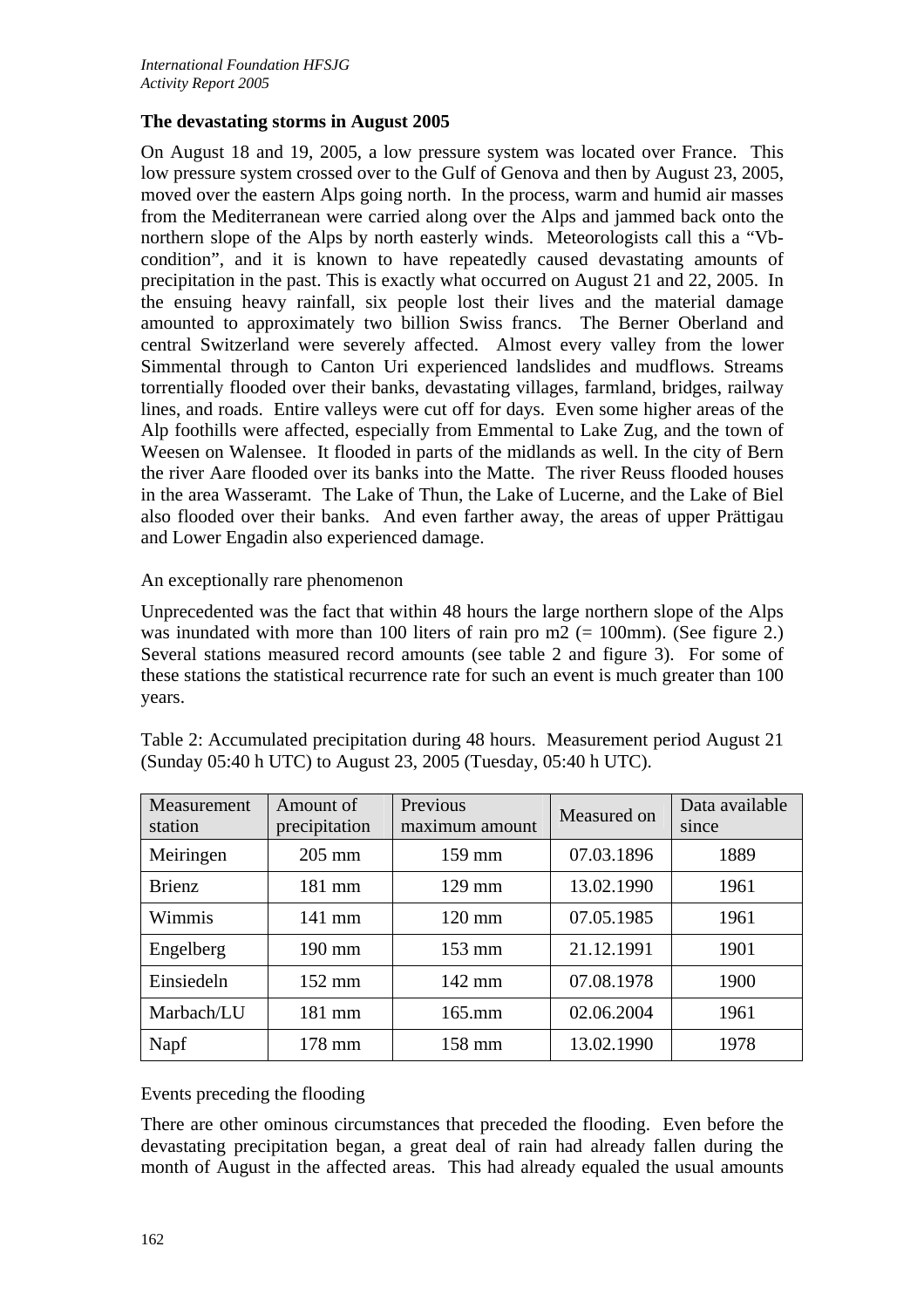## The devastating storms in August 2005

On August 18 and 19, 2005, a low pressure system was located over France. This low pressure system crossed over to the Gulf of Genova and then by August 23, 2005, moved over the eastern Alps going north. In the process, warm and humid air masses from the Mediterranean were carried along over the Alps and jammed back onto the northern slope of the Alps by north easterly winds. Meteorologists call this a "Vb-condition", and it is known to have repeatedly caused devastating amounts of precipitation in the past. This is exactly what occurred on August 21 and 22, 2005. In the ensuing heavy rainfall, six people lost their lives and the material damage amounted to approximately two billion Swiss francs. The Berner Oberland and central Switzerland were severely affected. Almost every valley from the lower Simmental through to Canton Uri experienced landslides and mudflows. Streams torrentially flooded over their banks, devastating villages, farmland, bridges, railway lines, and roads. Entire valleys were cut off for days. Even some higher areas of the Alp foothills were affected, especially from Emmental to Lake Zug, and the town of Weesen on Walensee. It flooded in parts of the midlands as well. In the city of Bern the river Aare flooded over its banks into the Matte. The river Reuss flooded houses in the area Wasseramt. The Lake of Thun, the Lake of Lucerne, and the Lake of Biel also flooded over their banks. And even farther away, the areas of upper Prättigau and Lower Engadin also experienced damage.

An exceptionally rare phenomenon

Unprecedented was the fact that within 48 hours the large northern slope of the Alps was inundated with more than 100 liters of rain pro m2 (= 100mm). (See figure 2.) Several stations measured record amounts (see table 2 and figure 3). For some of these stations the statistical recurrence rate for such an event is much greater than 100 years.

Table 2: Accumulated precipitation during 48 hours. Measurement period August 21 (Sunday 05:40 h UTC) to August 23, 2005 (Tuesday, 05:40 h UTC).

| Measurement station | Amount of precipitation | Previous maximum amount | Measured on | Data available since |
|---|---|---|---|---|
| Meiringen | 205 mm | 159 mm | 07.03.1896 | 1889 |
| Brienz | 181 mm | 129 mm | 13.02.1990 | 1961 |
| Wimmis | 141 mm | 120 mm | 07.05.1985 | 1961 |
| Engelberg | 190 mm | 153 mm | 21.12.1991 | 1901 |
| Einsiedeln | 152 mm | 142 mm | 07.08.1978 | 1900 |
| Marbach/LU | 181 mm | 165.mm | 02.06.2004 | 1961 |
| Napf | 178 mm | 158 mm | 13.02.1990 | 1978 |

Events preceding the flooding

There are other ominous circumstances that preceded the flooding. Even before the devastating precipitation began, a great deal of rain had already fallen during the month of August in the affected areas. This had already equaled the usual amounts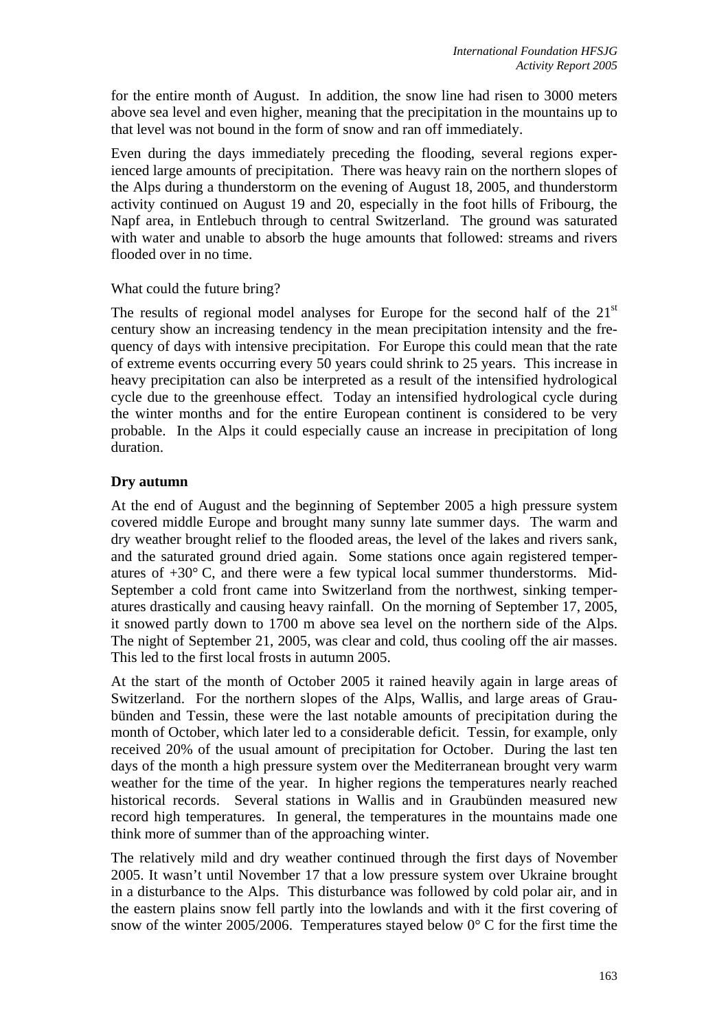for the entire month of August. In addition, the snow line had risen to 3000 meters above sea level and even higher, meaning that the precipitation in the mountains up to that level was not bound in the form of snow and ran off immediately.

Even during the days immediately preceding the flooding, several regions experienced large amounts of precipitation. There was heavy rain on the northern slopes of the Alps during a thunderstorm on the evening of August 18, 2005, and thunderstorm activity continued on August 19 and 20, especially in the foot hills of Fribourg, the Napf area, in Entlebuch through to central Switzerland. The ground was saturated with water and unable to absorb the huge amounts that followed: streams and rivers flooded over in no time.

What could the future bring?

The results of regional model analyses for Europe for the second half of the 21st century show an increasing tendency in the mean precipitation intensity and the frequency of days with intensive precipitation. For Europe this could mean that the rate of extreme events occurring every 50 years could shrink to 25 years. This increase in heavy precipitation can also be interpreted as a result of the intensified hydrological cycle due to the greenhouse effect. Today an intensified hydrological cycle during the winter months and for the entire European continent is considered to be very probable. In the Alps it could especially cause an increase in precipitation of long duration.

**Dry autumn**

At the end of August and the beginning of September 2005 a high pressure system covered middle Europe and brought many sunny late summer days. The warm and dry weather brought relief to the flooded areas, the level of the lakes and rivers sank, and the saturated ground dried again. Some stations once again registered temperatures of +30° C, and there were a few typical local summer thunderstorms. Mid-September a cold front came into Switzerland from the northwest, sinking temperatures drastically and causing heavy rainfall. On the morning of September 17, 2005, it snowed partly down to 1700 m above sea level on the northern side of the Alps. The night of September 21, 2005, was clear and cold, thus cooling off the air masses. This led to the first local frosts in autumn 2005.

At the start of the month of October 2005 it rained heavily again in large areas of Switzerland. For the northern slopes of the Alps, Wallis, and large areas of Graubünden and Tessin, these were the last notable amounts of precipitation during the month of October, which later led to a considerable deficit. Tessin, for example, only received 20% of the usual amount of precipitation for October. During the last ten days of the month a high pressure system over the Mediterranean brought very warm weather for the time of the year. In higher regions the temperatures nearly reached historical records. Several stations in Wallis and in Graubünden measured new record high temperatures. In general, the temperatures in the mountains made one think more of summer than of the approaching winter.

The relatively mild and dry weather continued through the first days of November 2005. It wasn't until November 17 that a low pressure system over Ukraine brought in a disturbance to the Alps. This disturbance was followed by cold polar air, and in the eastern plains snow fell partly into the lowlands and with it the first covering of snow of the winter 2005/2006. Temperatures stayed below 0° C for the first time the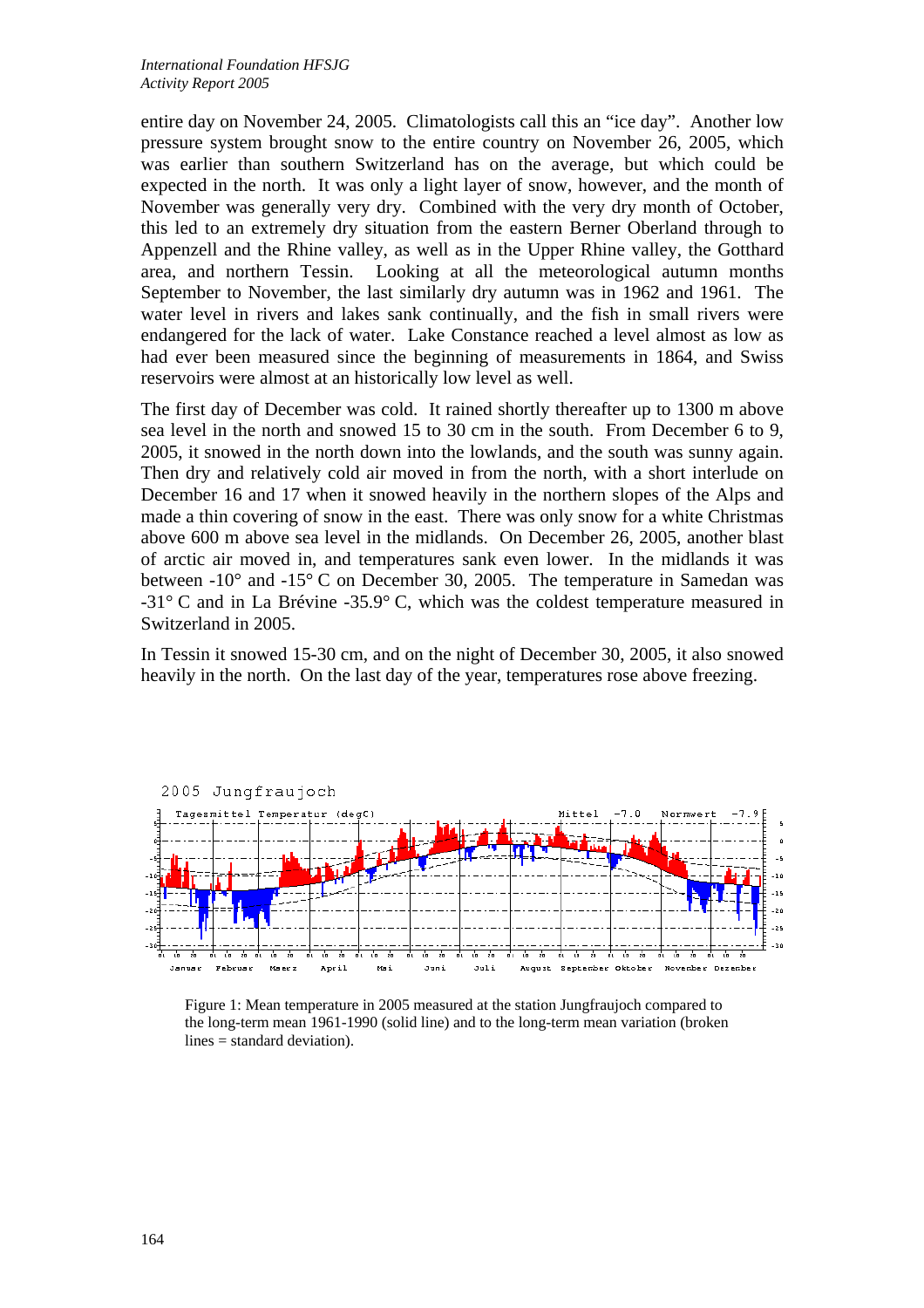entire day on November 24, 2005. Climatologists call this an "ice day". Another low pressure system brought snow to the entire country on November 26, 2005, which was earlier than southern Switzerland has on the average, but which could be expected in the north. It was only a light layer of snow, however, and the month of November was generally very dry. Combined with the very dry month of October, this led to an extremely dry situation from the eastern Berner Oberland through to Appenzell and the Rhine valley, as well as in the Upper Rhine valley, the Gotthard area, and northern Tessin. Looking at all the meteorological autumn months September to November, the last similarly dry autumn was in 1962 and 1961. The water level in rivers and lakes sank continually, and the fish in small rivers were endangered for the lack of water. Lake Constance reached a level almost as low as had ever been measured since the beginning of measurements in 1864, and Swiss reservoirs were almost at an historically low level as well.

The first day of December was cold. It rained shortly thereafter up to 1300 m above sea level in the north and snowed 15 to 30 cm in the south. From December 6 to 9, 2005, it snowed in the north down into the lowlands, and the south was sunny again. Then dry and relatively cold air moved in from the north, with a short interlude on December 16 and 17 when it snowed heavily in the northern slopes of the Alps and made a thin covering of snow in the east. There was only snow for a white Christmas above 600 m above sea level in the midlands. On December 26, 2005, another blast of arctic air moved in, and temperatures sank even lower. In the midlands it was between -10° and -15° C on December 30, 2005. The temperature in Samedan was -31° C and in La Brévine -35.9° C, which was the coldest temperature measured in Switzerland in 2005.

In Tessin it snowed 15-30 cm, and on the night of December 30, 2005, it also snowed heavily in the north. On the last day of the year, temperatures rose above freezing.

Figure 1: Mean temperature in 2005 measured at the station Jungfraujoch compared to the long-term mean 1961-1990 (solid line) and to the long-term mean variation (broken lines = standard deviation).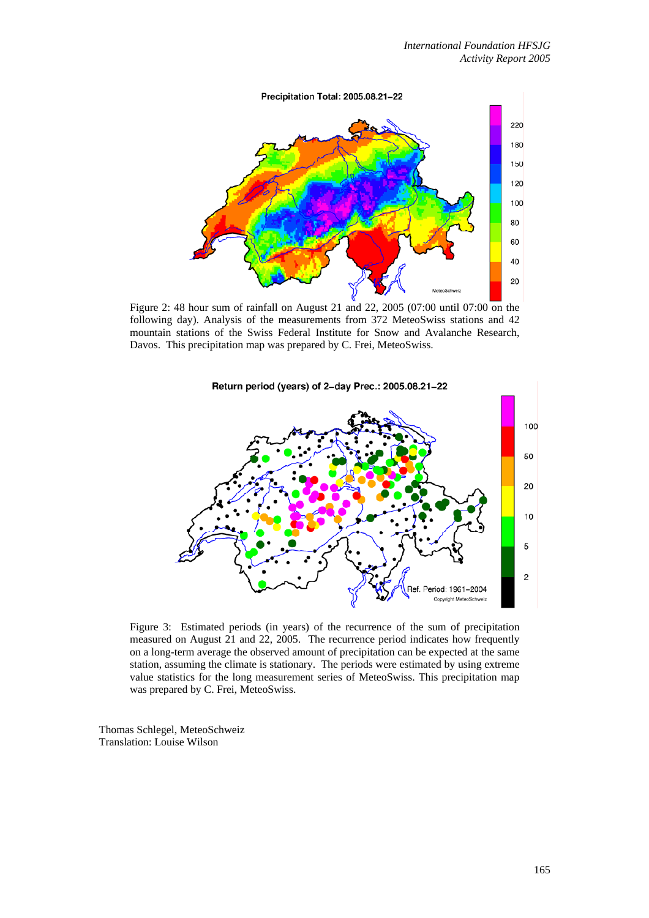Figure 2: 48 hour sum of rainfall on August 21 and 22, 2005 (07:00 until 07:00 on the following day). Analysis of the measurements from 372 MeteoSwiss stations and 42 mountain stations of the Swiss Federal Institute for Snow and Avalanche Research, Davos. This precipitation map was prepared by C. Frei, MeteoSwiss.

Figure 3: Estimated periods (in years) of the recurrence of the sum of precipitation measured on August 21 and 22, 2005. The recurrence period indicates how frequently on a long-term average the observed amount of precipitation can be expected at the same station, assuming the climate is stationary. The periods were estimated by using extreme value statistics for the long measurement series of MeteoSwiss. This precipitation map was prepared by C. Frei, MeteoSwiss.

Thomas Schlegel, MeteoSchweiz
Translation: Louise Wilson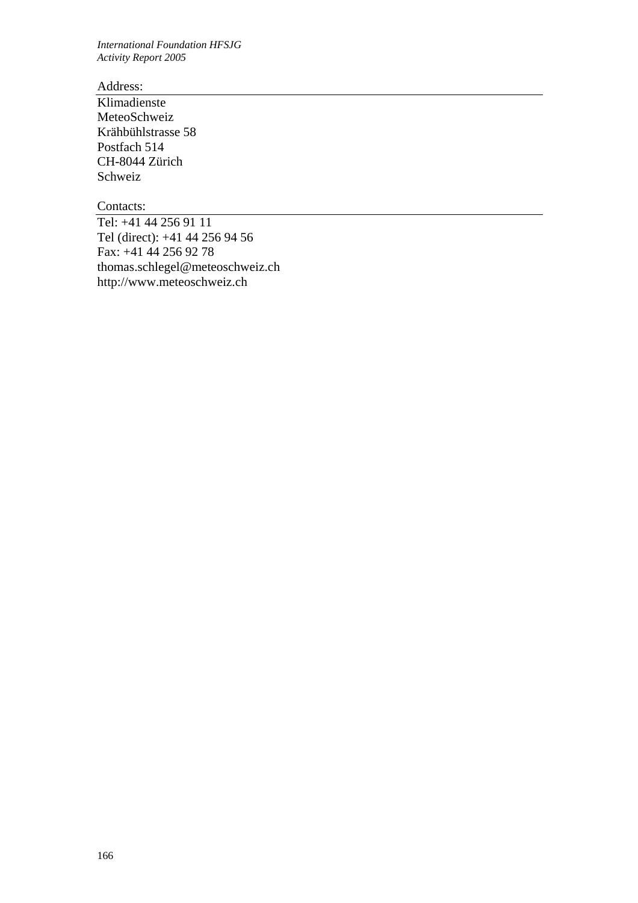Address:

Klimadienste
MeteoSchweiz
Krähbühlstrasse 58
Postfach 514
CH-8044 Zürich
Schweiz

Contacts:

Tel: +41 44 256 91 11
Tel (direct): +41 44 256 94 56
Fax: +41 44 256 92 78
thomas.schlegel@meteoschweiz.ch
http://www.meteoschweiz.ch